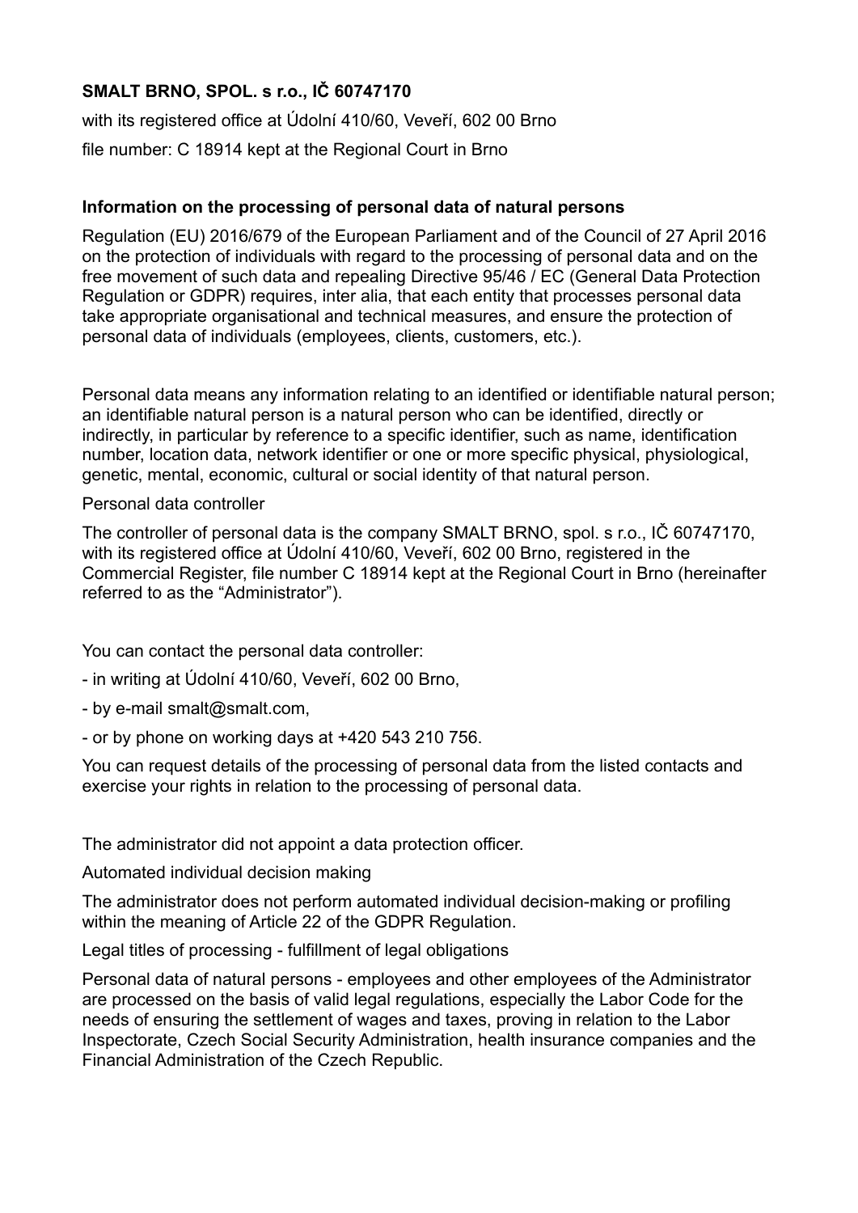**SMALT BRNO, SPOL. s r.o., IČ 60747170**

with its registered office at Údolní 410/60, Veveří, 602 00 Brno

file number: C 18914 kept at the Regional Court in Brno

**Information on the processing of personal data of natural persons**

Regulation (EU) 2016/679 of the European Parliament and of the Council of 27 April 2016 on the protection of individuals with regard to the processing of personal data and on the free movement of such data and repealing Directive 95/46 / EC (General Data Protection Regulation or GDPR) requires, inter alia, that each entity that processes personal data take appropriate organisational and technical measures, and ensure the protection of personal data of individuals (employees, clients, customers, etc.).

Personal data means any information relating to an identified or identifiable natural person; an identifiable natural person is a natural person who can be identified, directly or indirectly, in particular by reference to a specific identifier, such as name, identification number, location data, network identifier or one or more specific physical, physiological, genetic, mental, economic, cultural or social identity of that natural person.

Personal data controller

The controller of personal data is the company SMALT BRNO, spol. s r.o., IČ 60747170, with its registered office at Údolní 410/60, Veveří, 602 00 Brno, registered in the Commercial Register, file number C 18914 kept at the Regional Court in Brno (hereinafter referred to as the “Administrator”).

You can contact the personal data controller:

- in writing at Údolní 410/60, Veveří, 602 00 Brno,
- by e-mail smalt@smalt.com,
- or by phone on working days at +420 543 210 756.

You can request details of the processing of personal data from the listed contacts and exercise your rights in relation to the processing of personal data.

The administrator did not appoint a data protection officer.

Automated individual decision making

The administrator does not perform automated individual decision-making or profiling within the meaning of Article 22 of the GDPR Regulation.

Legal titles of processing - fulfillment of legal obligations

Personal data of natural persons - employees and other employees of the Administrator are processed on the basis of valid legal regulations, especially the Labor Code for the needs of ensuring the settlement of wages and taxes, proving in relation to the Labor Inspectorate, Czech Social Security Administration, health insurance companies and the Financial Administration of the Czech Republic.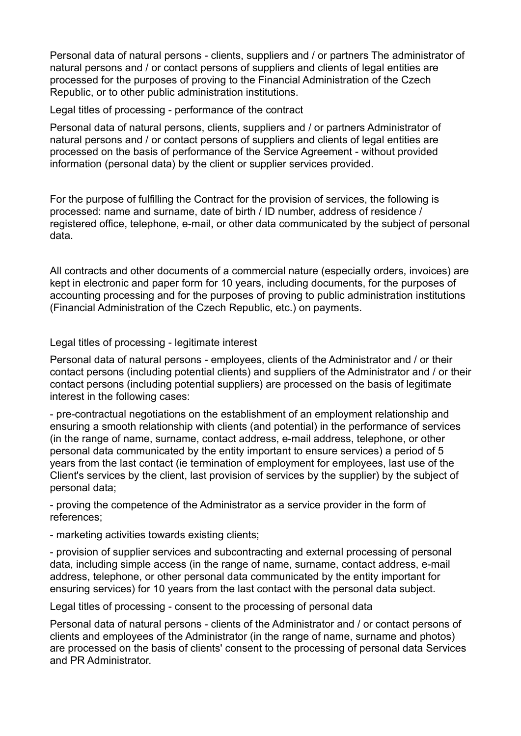Personal data of natural persons - clients, suppliers and / or partners The administrator of natural persons and / or contact persons of suppliers and clients of legal entities are processed for the purposes of proving to the Financial Administration of the Czech Republic, or to other public administration institutions.

Legal titles of processing - performance of the contract

Personal data of natural persons, clients, suppliers and / or partners Administrator of natural persons and / or contact persons of suppliers and clients of legal entities are processed on the basis of performance of the Service Agreement - without provided information (personal data) by the client or supplier services provided.

For the purpose of fulfilling the Contract for the provision of services, the following is processed: name and surname, date of birth / ID number, address of residence / registered office, telephone, e-mail, or other data communicated by the subject of personal data.

All contracts and other documents of a commercial nature (especially orders, invoices) are kept in electronic and paper form for 10 years, including documents, for the purposes of accounting processing and for the purposes of proving to public administration institutions (Financial Administration of the Czech Republic, etc.) on payments.

Legal titles of processing - legitimate interest

Personal data of natural persons - employees, clients of the Administrator and / or their contact persons (including potential clients) and suppliers of the Administrator and / or their contact persons (including potential suppliers) are processed on the basis of legitimate interest in the following cases:

- pre-contractual negotiations on the establishment of an employment relationship and ensuring a smooth relationship with clients (and potential) in the performance of services (in the range of name, surname, contact address, e-mail address, telephone, or other personal data communicated by the entity important to ensure services) a period of 5 years from the last contact (ie termination of employment for employees, last use of the Client's services by the client, last provision of services by the supplier) by the subject of personal data;
- proving the competence of the Administrator as a service provider in the form of references;
- marketing activities towards existing clients;
- provision of supplier services and subcontracting and external processing of personal data, including simple access (in the range of name, surname, contact address, e-mail address, telephone, or other personal data communicated by the entity important for ensuring services) for 10 years from the last contact with the personal data subject.

Legal titles of processing - consent to the processing of personal data

Personal data of natural persons - clients of the Administrator and / or contact persons of clients and employees of the Administrator (in the range of name, surname and photos) are processed on the basis of clients' consent to the processing of personal data Services and PR Administrator.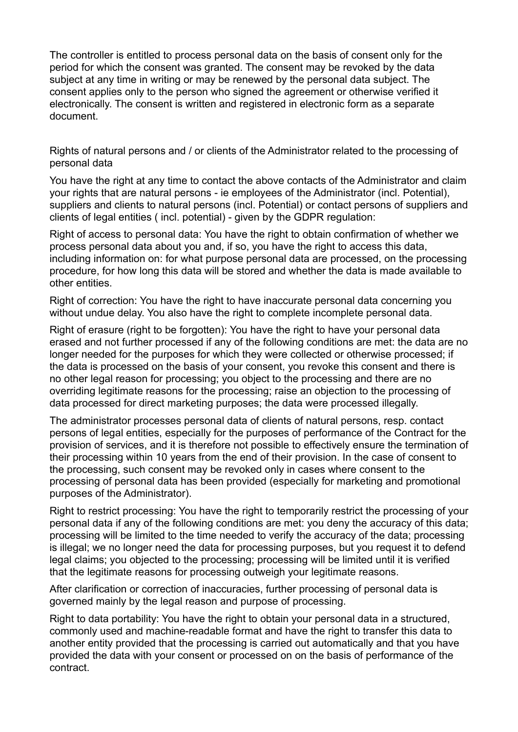The controller is entitled to process personal data on the basis of consent only for the period for which the consent was granted. The consent may be revoked by the data subject at any time in writing or may be renewed by the personal data subject. The consent applies only to the person who signed the agreement or otherwise verified it electronically. The consent is written and registered in electronic form as a separate document.

Rights of natural persons and / or clients of the Administrator related to the processing of personal data

You have the right at any time to contact the above contacts of the Administrator and claim your rights that are natural persons - ie employees of the Administrator (incl. Potential), suppliers and clients to natural persons (incl. Potential) or contact persons of suppliers and clients of legal entities ( incl. potential) - given by the GDPR regulation:

Right of access to personal data: You have the right to obtain confirmation of whether we process personal data about you and, if so, you have the right to access this data, including information on: for what purpose personal data are processed, on the processing procedure, for how long this data will be stored and whether the data is made available to other entities.

Right of correction: You have the right to have inaccurate personal data concerning you without undue delay. You also have the right to complete incomplete personal data.

Right of erasure (right to be forgotten): You have the right to have your personal data erased and not further processed if any of the following conditions are met: the data are no longer needed for the purposes for which they were collected or otherwise processed; if the data is processed on the basis of your consent, you revoke this consent and there is no other legal reason for processing; you object to the processing and there are no overriding legitimate reasons for the processing; raise an objection to the processing of data processed for direct marketing purposes; the data were processed illegally.

The administrator processes personal data of clients of natural persons, resp. contact persons of legal entities, especially for the purposes of performance of the Contract for the provision of services, and it is therefore not possible to effectively ensure the termination of their processing within 10 years from the end of their provision. In the case of consent to the processing, such consent may be revoked only in cases where consent to the processing of personal data has been provided (especially for marketing and promotional purposes of the Administrator).

Right to restrict processing: You have the right to temporarily restrict the processing of your personal data if any of the following conditions are met: you deny the accuracy of this data; processing will be limited to the time needed to verify the accuracy of the data; processing is illegal; we no longer need the data for processing purposes, but you request it to defend legal claims; you objected to the processing; processing will be limited until it is verified that the legitimate reasons for processing outweigh your legitimate reasons.

After clarification or correction of inaccuracies, further processing of personal data is governed mainly by the legal reason and purpose of processing.

Right to data portability: You have the right to obtain your personal data in a structured, commonly used and machine-readable format and have the right to transfer this data to another entity provided that the processing is carried out automatically and that you have provided the data with your consent or processed on on the basis of performance of the contract.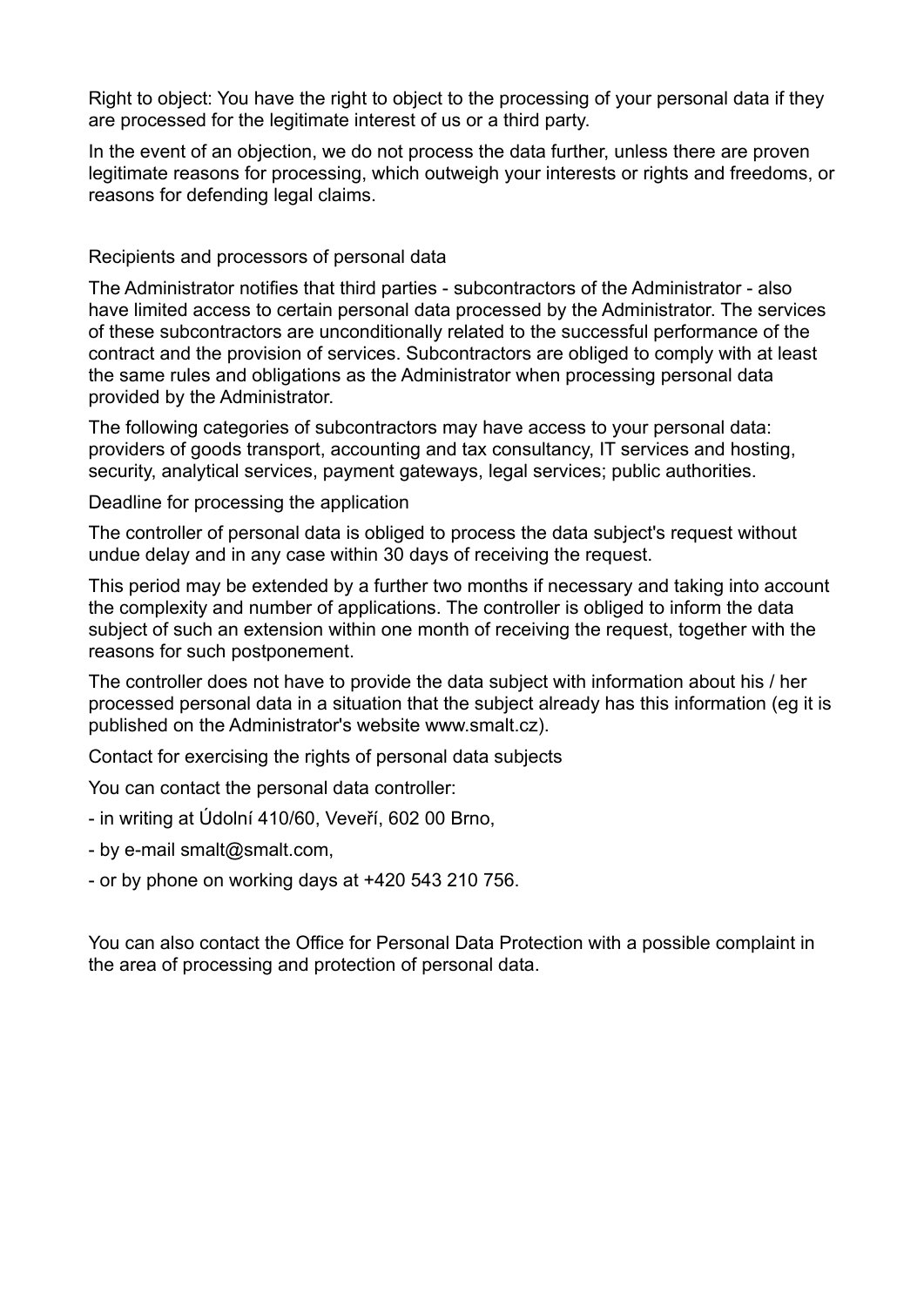Right to object: You have the right to object to the processing of your personal data if they are processed for the legitimate interest of us or a third party.

In the event of an objection, we do not process the data further, unless there are proven legitimate reasons for processing, which outweigh your interests or rights and freedoms, or reasons for defending legal claims.

Recipients and processors of personal data

The Administrator notifies that third parties - subcontractors of the Administrator - also have limited access to certain personal data processed by the Administrator. The services of these subcontractors are unconditionally related to the successful performance of the contract and the provision of services. Subcontractors are obliged to comply with at least the same rules and obligations as the Administrator when processing personal data provided by the Administrator.

The following categories of subcontractors may have access to your personal data: providers of goods transport, accounting and tax consultancy, IT services and hosting, security, analytical services, payment gateways, legal services; public authorities.

Deadline for processing the application

The controller of personal data is obliged to process the data subject's request without undue delay and in any case within 30 days of receiving the request.

This period may be extended by a further two months if necessary and taking into account the complexity and number of applications. The controller is obliged to inform the data subject of such an extension within one month of receiving the request, together with the reasons for such postponement.

The controller does not have to provide the data subject with information about his / her processed personal data in a situation that the subject already has this information (eg it is published on the Administrator's website www.smalt.cz).

Contact for exercising the rights of personal data subjects

You can contact the personal data controller:

- in writing at Údolní 410/60, Veveří, 602 00 Brno,

- by e-mail smalt@smalt.com,

- or by phone on working days at +420 543 210 756.

You can also contact the Office for Personal Data Protection with a possible complaint in the area of processing and protection of personal data.